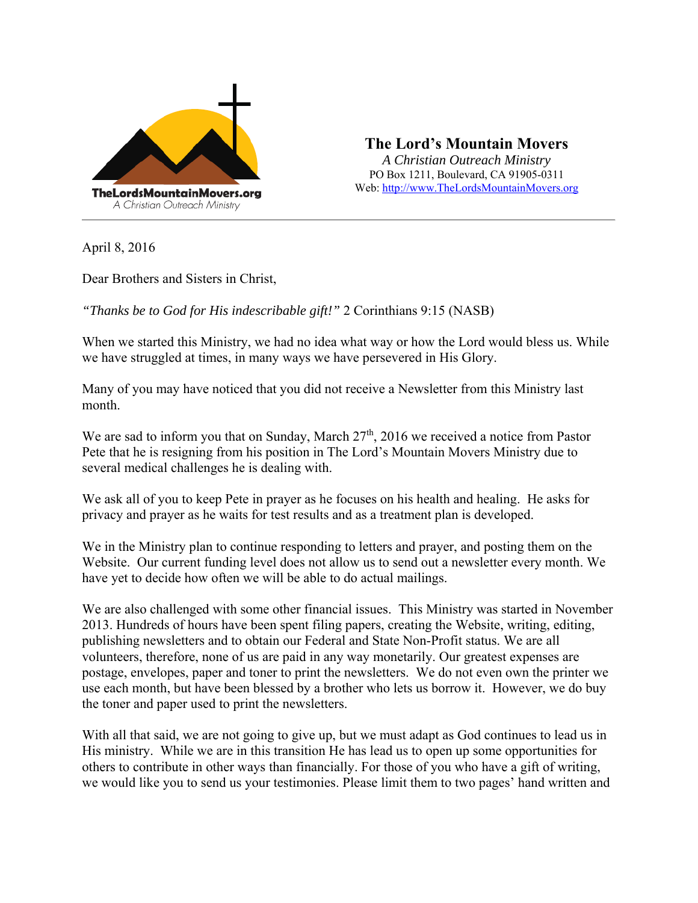TheLordsMountainMovers.org
A Christian Outreach Ministry

**The Lord's Mountain Movers**
*A Christian Outreach Ministry*
PO Box 1211, Boulevard, CA 91905-0311
Web: [http://www.TheLordsMountainMovers.org](http://www.TheLordsMountainMovers.org)

---

April 8, 2016

Dear Brothers and Sisters in Christ,

*"Thanks be to God for His indescribable gift!"* 2 Corinthians 9:15 (NASB)

When we started this Ministry, we had no idea what way or how the Lord would bless us. While we have struggled at times, in many ways we have persevered in His Glory.

Many of you may have noticed that you did not receive a Newsletter from this Ministry last month.

We are sad to inform you that on Sunday, March 27th, 2016 we received a notice from Pastor Pete that he is resigning from his position in The Lord's Mountain Movers Ministry due to several medical challenges he is dealing with.

We ask all of you to keep Pete in prayer as he focuses on his health and healing. He asks for privacy and prayer as he waits for test results and as a treatment plan is developed.

We in the Ministry plan to continue responding to letters and prayer, and posting them on the Website. Our current funding level does not allow us to send out a newsletter every month. We have yet to decide how often we will be able to do actual mailings.

We are also challenged with some other financial issues. This Ministry was started in November 2013. Hundreds of hours have been spent filing papers, creating the Website, writing, editing, publishing newsletters and to obtain our Federal and State Non-Profit status. We are all volunteers, therefore, none of us are paid in any way monetarily. Our greatest expenses are postage, envelopes, paper and toner to print the newsletters. We do not even own the printer we use each month, but have been blessed by a brother who lets us borrow it. However, we do buy the toner and paper used to print the newsletters.

With all that said, we are not going to give up, but we must adapt as God continues to lead us in His ministry. While we are in this transition He has lead us to open up some opportunities for others to contribute in other ways than financially. For those of you who have a gift of writing, we would like you to send us your testimonies. Please limit them to two pages' hand written and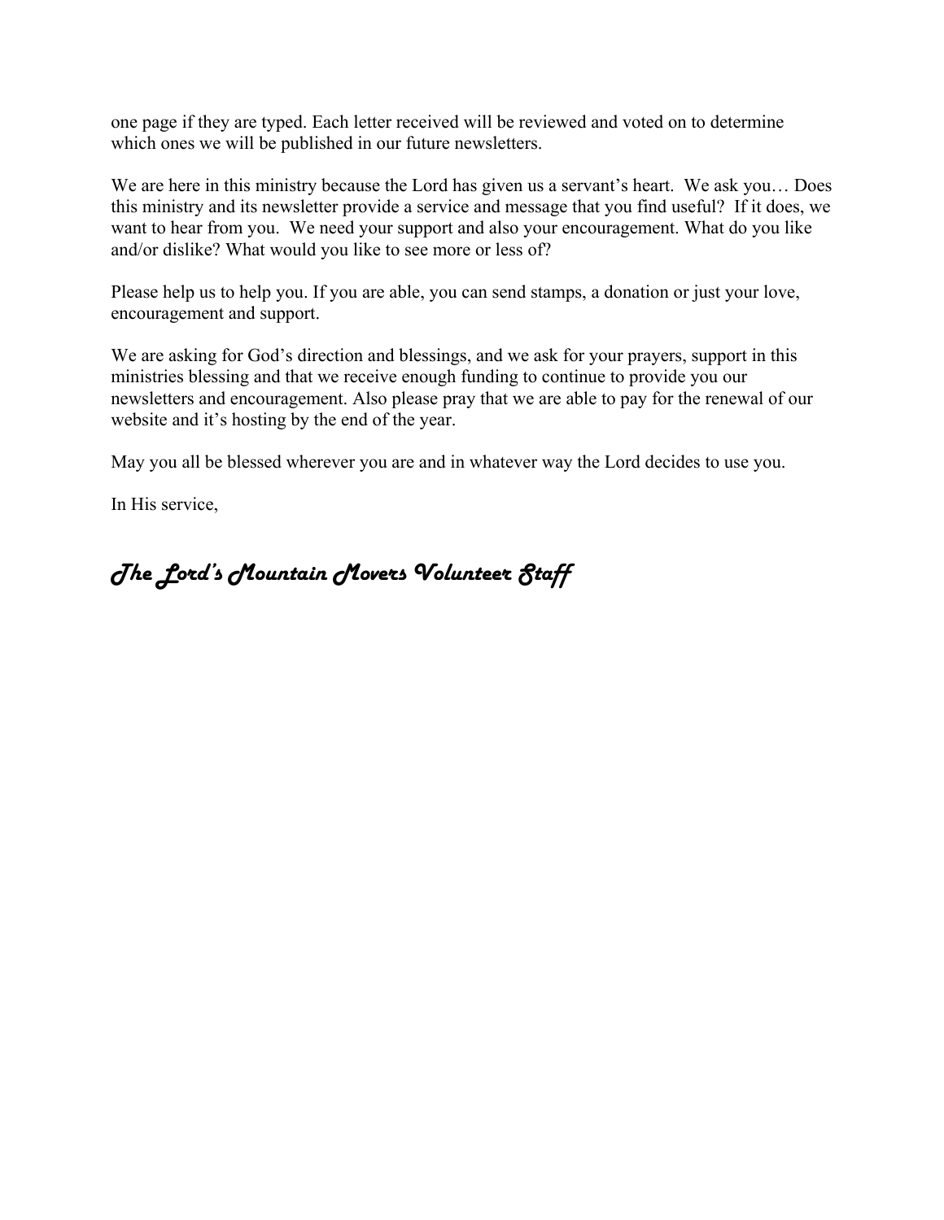one page if they are typed. Each letter received will be reviewed and voted on to determine which ones we will be published in our future newsletters.

We are here in this ministry because the Lord has given us a servant's heart. We ask you… Does this ministry and its newsletter provide a service and message that you find useful? If it does, we want to hear from you. We need your support and also your encouragement. What do you like and/or dislike? What would you like to see more or less of?

Please help us to help you. If you are able, you can send stamps, a donation or just your love, encouragement and support.

We are asking for God's direction and blessings, and we ask for your prayers, support in this ministries blessing and that we receive enough funding to continue to provide you our newsletters and encouragement. Also please pray that we are able to pay for the renewal of our website and it's hosting by the end of the year.

May you all be blessed wherever you are and in whatever way the Lord decides to use you.

In His service,

***The Lord's Mountain Movers Volunteer Staff***